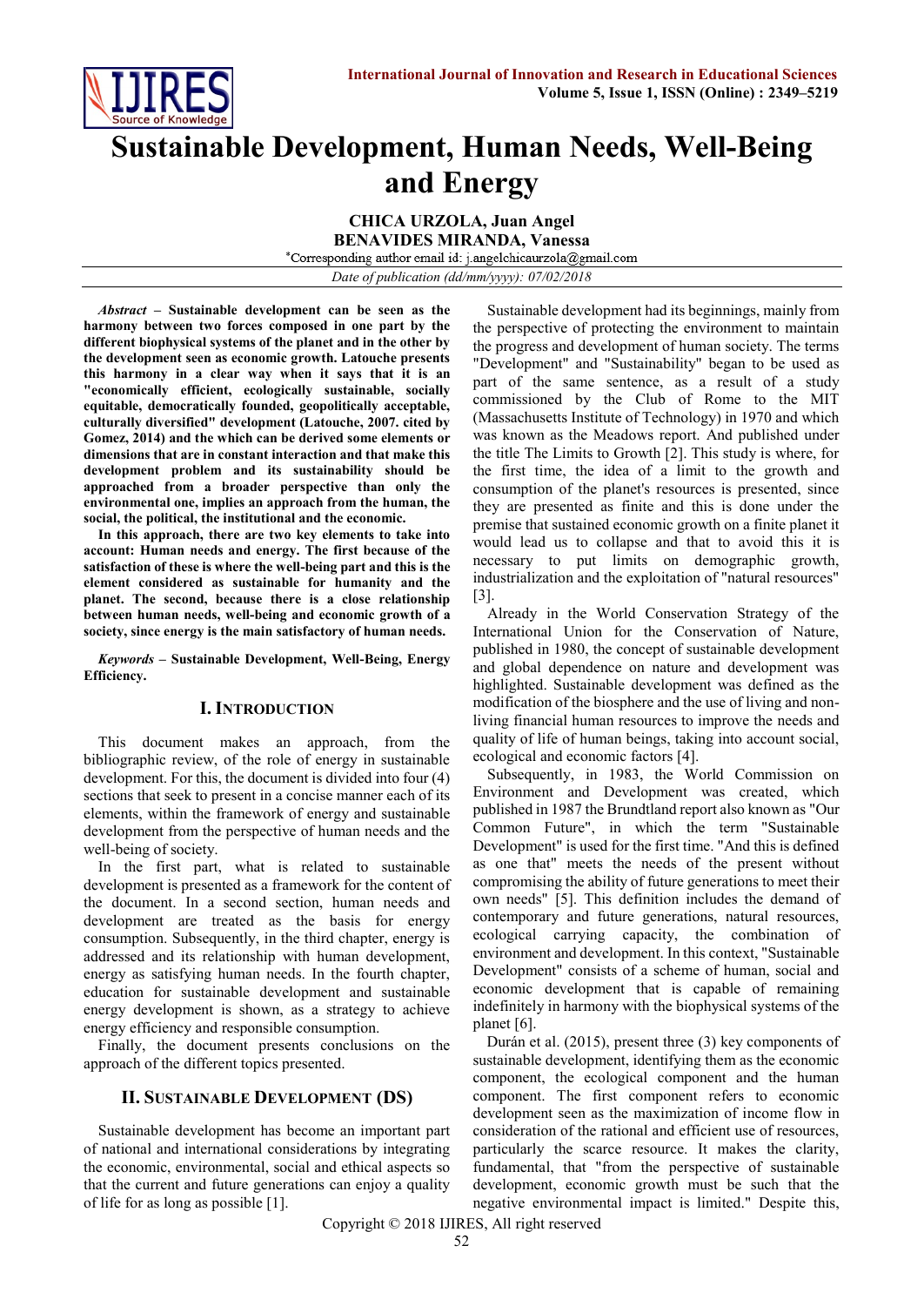# Sustainable Development, Human Needs, Well-Being and Energy

**CHICA URZOLA, Juan Angel**
**BENAVIDES MIRANDA, Vanessa**

*Corresponding author email id: j.angelchicaurzola@gmail.com

*Date of publication (dd/mm/yyyy): 07/02/2018*

***Abstract* – Sustainable development can be seen as the harmony between two forces composed in one part by the different biophysical systems of the planet and in the other by the development seen as economic growth. Latouche presents this harmony in a clear way when it says that it is an "economically efficient, ecologically sustainable, socially equitable, democratically founded, geopolitically acceptable, culturally diversified" development (Latouche, 2007. cited by Gomez, 2014) and the which can be derived some elements or dimensions that are in constant interaction and that make this development problem and its sustainability should be approached from a broader perspective than only the environmental one, implies an approach from the human, the social, the political, the institutional and the economic.**

**In this approach, there are two key elements to take into account: Human needs and energy. The first because of the satisfaction of these is where the well-being part and this is the element considered as sustainable for humanity and the planet. The second, because there is a close relationship between human needs, well-being and economic growth of a society, since energy is the main satisfactory of human needs.**

***Keywords* – Sustainable Development, Well-Being, Energy Efficiency.**

## I. Introduction

This document makes an approach, from the bibliographic review, of the role of energy in sustainable development. For this, the document is divided into four (4) sections that seek to present in a concise manner each of its elements, within the framework of energy and sustainable development from the perspective of human needs and the well-being of society.

In the first part, what is related to sustainable development is presented as a framework for the content of the document. In a second section, human needs and development are treated as the basis for energy consumption. Subsequently, in the third chapter, energy is addressed and its relationship with human development, energy as satisfying human needs. In the fourth chapter, education for sustainable development and sustainable energy development is shown, as a strategy to achieve energy efficiency and responsible consumption.

Finally, the document presents conclusions on the approach of the different topics presented.

## II. Sustainable Development (DS)

Sustainable development has become an important part of national and international considerations by integrating the economic, environmental, social and ethical aspects so that the current and future generations can enjoy a quality of life for as long as possible [1].

Sustainable development had its beginnings, mainly from the perspective of protecting the environment to maintain the progress and development of human society. The terms "Development" and "Sustainability" began to be used as part of the same sentence, as a result of a study commissioned by the Club of Rome to the MIT (Massachusetts Institute of Technology) in 1970 and which was known as the Meadows report. And published under the title The Limits to Growth [2]. This study is where, for the first time, the idea of a limit to the growth and consumption of the planet's resources is presented, since they are presented as finite and this is done under the premise that sustained economic growth on a finite planet it would lead us to collapse and that to avoid this it is necessary to put limits on demographic growth, industrialization and the exploitation of "natural resources" [3].

Already in the World Conservation Strategy of the International Union for the Conservation of Nature, published in 1980, the concept of sustainable development and global dependence on nature and development was highlighted. Sustainable development was defined as the modification of the biosphere and the use of living and non-living financial human resources to improve the needs and quality of life of human beings, taking into account social, ecological and economic factors [4].

Subsequently, in 1983, the World Commission on Environment and Development was created, which published in 1987 the Brundtland report also known as "Our Common Future", in which the term "Sustainable Development" is used for the first time. "And this is defined as one that" meets the needs of the present without compromising the ability of future generations to meet their own needs" [5]. This definition includes the demand of contemporary and future generations, natural resources, ecological carrying capacity, the combination of environment and development. In this context, "Sustainable Development" consists of a scheme of human, social and economic development that is capable of remaining indefinitely in harmony with the biophysical systems of the planet [6].

Durán et al. (2015), present three (3) key components of sustainable development, identifying them as the economic component, the ecological component and the human component. The first component refers to economic development seen as the maximization of income flow in consideration of the rational and efficient use of resources, particularly the scarce resource. It makes the clarity, fundamental, that "from the perspective of sustainable development, economic growth must be such that the negative environmental impact is limited." Despite this,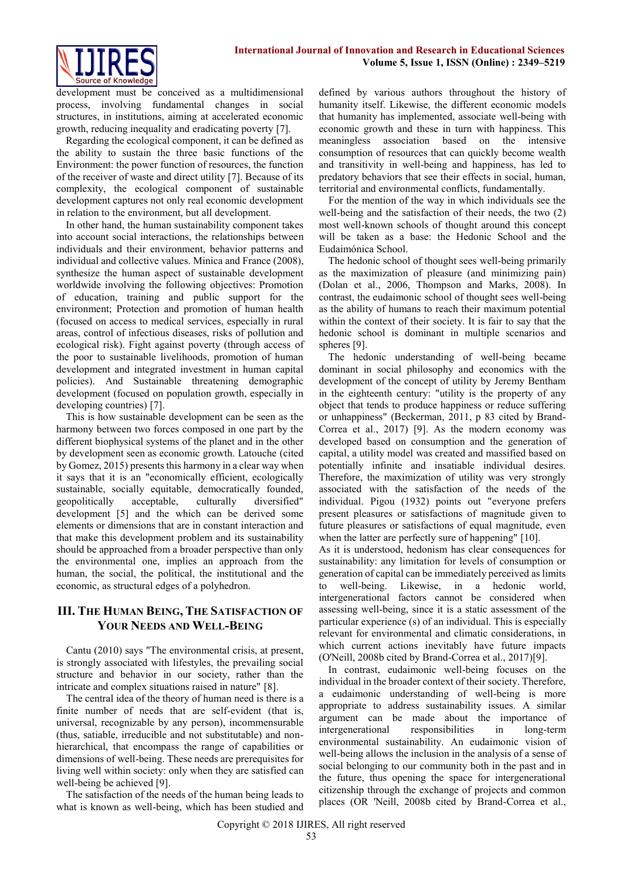development must be conceived as a multidimensional process, involving fundamental changes in social structures, in institutions, aiming at accelerated economic growth, reducing inequality and eradicating poverty [7].

Regarding the ecological component, it can be defined as the ability to sustain the three basic functions of the Environment: the power function of resources, the function of the receiver of waste and direct utility [7]. Because of its complexity, the ecological component of sustainable development captures not only real economic development in relation to the environment, but all development.

In other hand, the human sustainability component takes into account social interactions, the relationships between individuals and their environment, behavior patterns and individual and collective values. Minica and France (2008), synthesize the human aspect of sustainable development worldwide involving the following objectives: Promotion of education, training and public support for the environment; Protection and promotion of human health (focused on access to medical services, especially in rural areas, control of infectious diseases, risks of pollution and ecological risk). Fight against poverty (through access of the poor to sustainable livelihoods, promotion of human development and integrated investment in human capital policies). And Sustainable threatening demographic development (focused on population growth, especially in developing countries) [7].

This is how sustainable development can be seen as the harmony between two forces composed in one part by the different biophysical systems of the planet and in the other by development seen as economic growth. Latouche (cited by Gomez, 2015) presents this harmony in a clear way when it says that it is an "economically efficient, ecologically sustainable, socially equitable, democratically founded, geopolitically acceptable, culturally diversified" development [5] and the which can be derived some elements or dimensions that are in constant interaction and that make this development problem and its sustainability should be approached from a broader perspective than only the environmental one, implies an approach from the human, the social, the political, the institutional and the economic, as structural edges of a polyhedron.

## III. The Human Being, The Satisfaction of Your Needs and Well-Being

Cantu (2010) says "The environmental crisis, at present, is strongly associated with lifestyles, the prevailing social structure and behavior in our society, rather than the intricate and complex situations raised in nature" [8].

The central idea of the theory of human need is there is a finite number of needs that are self-evident (that is, universal, recognizable by any person), incommensurable (thus, satiable, irreducible and not substitutable) and non-hierarchical, that encompass the range of capabilities or dimensions of well-being. These needs are prerequisites for living well within society: only when they are satisfied can well-being be achieved [9].

The satisfaction of the needs of the human being leads to what is known as well-being, which has been studied and defined by various authors throughout the history of humanity itself. Likewise, the different economic models that humanity has implemented, associate well-being with economic growth and these in turn with happiness. This meaningless association based on the intensive consumption of resources that can quickly become wealth and transitivity in well-being and happiness, has led to predatory behaviors that see their effects in social, human, territorial and environmental conflicts, fundamentally.

For the mention of the way in which individuals see the well-being and the satisfaction of their needs, the two (2) most well-known schools of thought around this concept will be taken as a base: the Hedonic School and the Eudaimónica School.

The hedonic school of thought sees well-being primarily as the maximization of pleasure (and minimizing pain) (Dolan et al., 2006, Thompson and Marks, 2008). In contrast, the eudaimonic school of thought sees well-being as the ability of humans to reach their maximum potential within the context of their society. It is fair to say that the hedonic school is dominant in multiple scenarios and spheres [9].

The hedonic understanding of well-being became dominant in social philosophy and economics with the development of the concept of utility by Jeremy Bentham in the eighteenth century: "utility is the property of any object that tends to produce happiness or reduce suffering or unhappiness" (Beckerman, 2011, p 83 cited by Brand-Correa et al., 2017) [9]. As the modern economy was developed based on consumption and the generation of capital, a utility model was created and massified based on potentially infinite and insatiable individual desires. Therefore, the maximization of utility was very strongly associated with the satisfaction of the needs of the individual. Pigou (1932) points out "everyone prefers present pleasures or satisfactions of magnitude given to future pleasures or satisfactions of equal magnitude, even when the latter are perfectly sure of happening" [10].

As it is understood, hedonism has clear consequences for sustainability: any limitation for levels of consumption or generation of capital can be immediately perceived as limits to well-being. Likewise, in a hedonic world, intergenerational factors cannot be considered when assessing well-being, since it is a static assessment of the particular experience (s) of an individual. This is especially relevant for environmental and climatic considerations, in which future actions inevitably have future impacts (O'Neill, 2008b cited by Brand-Correa et al., 2017)[9].

In contrast, eudaimonic well-being focuses on the individual in the broader context of their society. Therefore, a eudaimonic understanding of well-being is more appropriate to address sustainability issues. A similar argument can be made about the importance of intergenerational responsibilities in long-term environmental sustainability. An eudaimonic vision of well-being allows the inclusion in the analysis of a sense of social belonging to our community both in the past and in the future, thus opening the space for intergenerational citizenship through the exchange of projects and common places (OR 'Neill, 2008b cited by Brand-Correa et al.,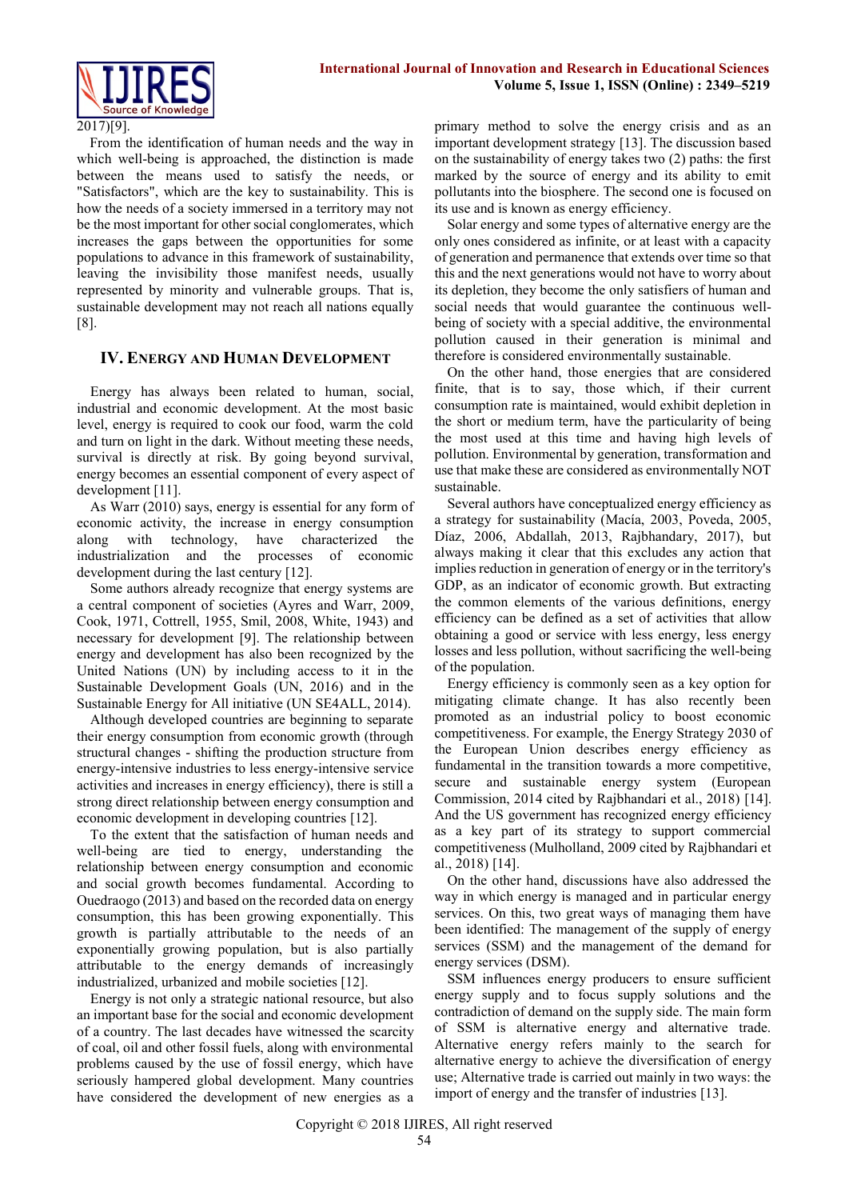2017)[9].

From the identification of human needs and the way in which well-being is approached, the distinction is made between the means used to satisfy the needs, or "Satisfactors", which are the key to sustainability. This is how the needs of a society immersed in a territory may not be the most important for other social conglomerates, which increases the gaps between the opportunities for some populations to advance in this framework of sustainability, leaving the invisibility those manifest needs, usually represented by minority and vulnerable groups. That is, sustainable development may not reach all nations equally [8].

## IV. Energy and Human Development

Energy has always been related to human, social, industrial and economic development. At the most basic level, energy is required to cook our food, warm the cold and turn on light in the dark. Without meeting these needs, survival is directly at risk. By going beyond survival, energy becomes an essential component of every aspect of development [11].

As Warr (2010) says, energy is essential for any form of economic activity, the increase in energy consumption along with technology, have characterized the industrialization and the processes of economic development during the last century [12].

Some authors already recognize that energy systems are a central component of societies (Ayres and Warr, 2009, Cook, 1971, Cottrell, 1955, Smil, 2008, White, 1943) and necessary for development [9]. The relationship between energy and development has also been recognized by the United Nations (UN) by including access to it in the Sustainable Development Goals (UN, 2016) and in the Sustainable Energy for All initiative (UN SE4ALL, 2014).

Although developed countries are beginning to separate their energy consumption from economic growth (through structural changes - shifting the production structure from energy-intensive industries to less energy-intensive service activities and increases in energy efficiency), there is still a strong direct relationship between energy consumption and economic development in developing countries [12].

To the extent that the satisfaction of human needs and well-being are tied to energy, understanding the relationship between energy consumption and economic and social growth becomes fundamental. According to Ouedraogo (2013) and based on the recorded data on energy consumption, this has been growing exponentially. This growth is partially attributable to the needs of an exponentially growing population, but is also partially attributable to the energy demands of increasingly industrialized, urbanized and mobile societies [12].

Energy is not only a strategic national resource, but also an important base for the social and economic development of a country. The last decades have witnessed the scarcity of coal, oil and other fossil fuels, along with environmental problems caused by the use of fossil energy, which have seriously hampered global development. Many countries have considered the development of new energies as a primary method to solve the energy crisis and as an important development strategy [13]. The discussion based on the sustainability of energy takes two (2) paths: the first marked by the source of energy and its ability to emit pollutants into the biosphere. The second one is focused on its use and is known as energy efficiency.

Solar energy and some types of alternative energy are the only ones considered as infinite, or at least with a capacity of generation and permanence that extends over time so that this and the next generations would not have to worry about its depletion, they become the only satisfiers of human and social needs that would guarantee the continuous well-being of society with a special additive, the environmental pollution caused in their generation is minimal and therefore is considered environmentally sustainable.

On the other hand, those energies that are considered finite, that is to say, those which, if their current consumption rate is maintained, would exhibit depletion in the short or medium term, have the particularity of being the most used at this time and having high levels of pollution. Environmental by generation, transformation and use that make these are considered as environmentally NOT sustainable.

Several authors have conceptualized energy efficiency as a strategy for sustainability (Macía, 2003, Poveda, 2005, Díaz, 2006, Abdallah, 2013, Rajbhandary, 2017), but always making it clear that this excludes any action that implies reduction in generation of energy or in the territory's GDP, as an indicator of economic growth. But extracting the common elements of the various definitions, energy efficiency can be defined as a set of activities that allow obtaining a good or service with less energy, less energy losses and less pollution, without sacrificing the well-being of the population.

Energy efficiency is commonly seen as a key option for mitigating climate change. It has also recently been promoted as an industrial policy to boost economic competitiveness. For example, the Energy Strategy 2030 of the European Union describes energy efficiency as fundamental in the transition towards a more competitive, secure and sustainable energy system (European Commission, 2014 cited by Rajbhandari et al., 2018) [14]. And the US government has recognized energy efficiency as a key part of its strategy to support commercial competitiveness (Mulholland, 2009 cited by Rajbhandari et al., 2018) [14].

On the other hand, discussions have also addressed the way in which energy is managed and in particular energy services. On this, two great ways of managing them have been identified: The management of the supply of energy services (SSM) and the management of the demand for energy services (DSM).

SSM influences energy producers to ensure sufficient energy supply and to focus supply solutions and the contradiction of demand on the supply side. The main form of SSM is alternative energy and alternative trade. Alternative energy refers mainly to the search for alternative energy to achieve the diversification of energy use; Alternative trade is carried out mainly in two ways: the import of energy and the transfer of industries [13].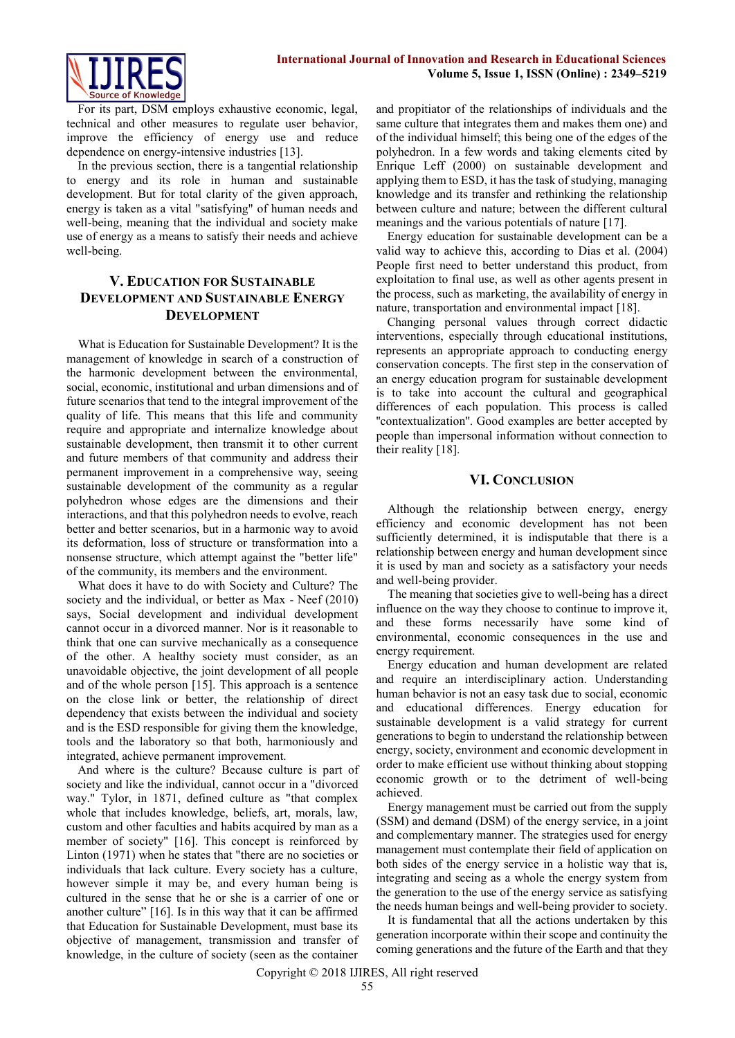For its part, DSM employs exhaustive economic, legal, technical and other measures to regulate user behavior, improve the efficiency of energy use and reduce dependence on energy-intensive industries [13].

In the previous section, there is a tangential relationship to energy and its role in human and sustainable development. But for total clarity of the given approach, energy is taken as a vital "satisfying" of human needs and well-being, meaning that the individual and society make use of energy as a means to satisfy their needs and achieve well-being.

## V. Education for Sustainable Development and Sustainable Energy Development

What is Education for Sustainable Development? It is the management of knowledge in search of a construction of the harmonic development between the environmental, social, economic, institutional and urban dimensions and of future scenarios that tend to the integral improvement of the quality of life. This means that this life and community require and appropriate and internalize knowledge about sustainable development, then transmit it to other current and future members of that community and address their permanent improvement in a comprehensive way, seeing sustainable development of the community as a regular polyhedron whose edges are the dimensions and their interactions, and that this polyhedron needs to evolve, reach better and better scenarios, but in a harmonic way to avoid its deformation, loss of structure or transformation into a nonsense structure, which attempt against the "better life" of the community, its members and the environment.

What does it have to do with Society and Culture? The society and the individual, or better as Max - Neef (2010) says, Social development and individual development cannot occur in a divorced manner. Nor is it reasonable to think that one can survive mechanically as a consequence of the other. A healthy society must consider, as an unavoidable objective, the joint development of all people and of the whole person [15]. This approach is a sentence on the close link or better, the relationship of direct dependency that exists between the individual and society and is the ESD responsible for giving them the knowledge, tools and the laboratory so that both, harmoniously and integrated, achieve permanent improvement.

And where is the culture? Because culture is part of society and like the individual, cannot occur in a "divorced way." Tylor, in 1871, defined culture as "that complex whole that includes knowledge, beliefs, art, morals, law, custom and other faculties and habits acquired by man as a member of society" [16]. This concept is reinforced by Linton (1971) when he states that "there are no societies or individuals that lack culture. Every society has a culture, however simple it may be, and every human being is cultured in the sense that he or she is a carrier of one or another culture" [16]. Is in this way that it can be affirmed that Education for Sustainable Development, must base its objective of management, transmission and transfer of knowledge, in the culture of society (seen as the container and propitiator of the relationships of individuals and the same culture that integrates them and makes them one) and of the individual himself; this being one of the edges of the polyhedron. In a few words and taking elements cited by Enrique Leff (2000) on sustainable development and applying them to ESD, it has the task of studying, managing knowledge and its transfer and rethinking the relationship between culture and nature; between the different cultural meanings and the various potentials of nature [17].

Energy education for sustainable development can be a valid way to achieve this, according to Dias et al. (2004) People first need to better understand this product, from exploitation to final use, as well as other agents present in the process, such as marketing, the availability of energy in nature, transportation and environmental impact [18].

Changing personal values through correct didactic interventions, especially through educational institutions, represents an appropriate approach to conducting energy conservation concepts. The first step in the conservation of an energy education program for sustainable development is to take into account the cultural and geographical differences of each population. This process is called "contextualization". Good examples are better accepted by people than impersonal information without connection to their reality [18].

## VI. Conclusion

Although the relationship between energy, energy efficiency and economic development has not been sufficiently determined, it is indisputable that there is a relationship between energy and human development since it is used by man and society as a satisfactory your needs and well-being provider.

The meaning that societies give to well-being has a direct influence on the way they choose to continue to improve it, and these forms necessarily have some kind of environmental, economic consequences in the use and energy requirement.

Energy education and human development are related and require an interdisciplinary action. Understanding human behavior is not an easy task due to social, economic and educational differences. Energy education for sustainable development is a valid strategy for current generations to begin to understand the relationship between energy, society, environment and economic development in order to make efficient use without thinking about stopping economic growth or to the detriment of well-being achieved.

Energy management must be carried out from the supply (SSM) and demand (DSM) of the energy service, in a joint and complementary manner. The strategies used for energy management must contemplate their field of application on both sides of the energy service in a holistic way that is, integrating and seeing as a whole the energy system from the generation to the use of the energy service as satisfying the needs human beings and well-being provider to society.

It is fundamental that all the actions undertaken by this generation incorporate within their scope and continuity the coming generations and the future of the Earth and that they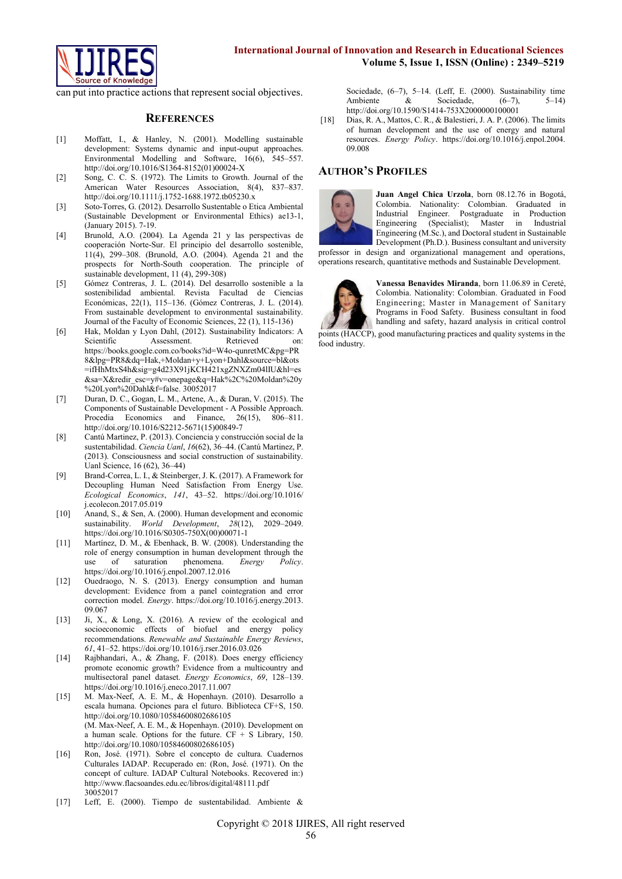can put into practice actions that represent social objectives.

## References

[1] Moffatt, I., & Hanley, N. (2001). Modelling sustainable development: Systems dynamic and input-ouput approaches. Environmental Modelling and Software, 16(6), 545–557. http://doi.org/10.1016/S1364-8152(01)00024-X

[2] Song, C. C. S. (1972). The Limits to Growth. Journal of the American Water Resources Association, 8(4), 837–837. http://doi.org/10.1111/j.1752-1688.1972.tb05230.x

[3] Soto-Torres, G. (2012). Desarrollo Sustentable o Etica Ambiental (Sustainable Development or Environmental Ethics) ae13-1, (January 2015). 7-19.

[4] Brunold, A.O. (2004). La Agenda 21 y las perspectivas de cooperación Norte-Sur. El principio del desarrollo sostenible, 11(4), 299–308. (Brunold, A.O. (2004). Agenda 21 and the prospects for North-South cooperation. The principle of sustainable development, 11 (4), 299-308)

[5] Gómez Contreras, J. L. (2014). Del desarrollo sostenible a la sostenibilidad ambiental. Revista Facultad de Ciencias Económicas, 22(1), 115–136. (Gómez Contreras, J. L. (2014). From sustainable development to environmental sustainability. Journal of the Faculty of Economic Sciences, 22 (1), 115-136)

[6] Hak, Moldan y Lyon Dahl, (2012). Sustainability Indicators: A Scientific Assessment. Retrieved on: https://books.google.com.co/books?id=W4o-qunretMC&pg=PR8&lpg=PR8&dq=Hak,+Moldan+y+Lyon+Dahl&source=bl&ots=ifHhMtxS4h&sig=g4d23X91jKCH421xgZNXZm04lIU&hl=es&sa=X&redir_esc=y#v=onepage&q=Hak%2C%20Moldan%20y%20Lyon%20Dahl&f=false. 30052017

[7] Duran, D. C., Gogan, L. M., Artene, A., & Duran, V. (2015). The Components of Sustainable Development - A Possible Approach. Procedia Economics and Finance, 26(15), 806–811. http://doi.org/10.1016/S2212-5671(15)00849-7

[8] Cantú Martinez, P. (2013). Conciencia y construcción social de la sustentabilidad. *Ciencia Uanl*, *16*(62), 36–44. (Cantú Martinez, P. (2013). Consciousness and social construction of sustainability. Uanl Science, 16 (62), 36–44)

[9] Brand-Correa, L. I., & Steinberger, J. K. (2017). A Framework for Decoupling Human Need Satisfaction From Energy Use. *Ecological Economics*, *141*, 43–52. https://doi.org/10.1016/j.ecolecon.2017.05.019

[10] Anand, S., & Sen, A. (2000). Human development and economic sustainability. *World Development*, *28*(12), 2029–2049. https://doi.org/10.1016/S0305-750X(00)00071-1

[11] Martínez, D. M., & Ebenhack, B. W. (2008). Understanding the role of energy consumption in human development through the use of saturation phenomena. *Energy Policy*. https://doi.org/10.1016/j.enpol.2007.12.016

[12] Ouedraogo, N. S. (2013). Energy consumption and human development: Evidence from a panel cointegration and error correction model. *Energy*. https://doi.org/10.1016/j.energy.2013.09.067

[13] Ji, X., & Long, X. (2016). A review of the ecological and socioeconomic effects of biofuel and energy policy recommendations. *Renewable and Sustainable Energy Reviews*, *61*, 41–52. https://doi.org/10.1016/j.rser.2016.03.026

[14] Rajbhandari, A., & Zhang, F. (2018). Does energy efficiency promote economic growth? Evidence from a multicountry and multisectoral panel dataset. *Energy Economics*, *69*, 128–139. https://doi.org/10.1016/j.eneco.2017.11.007

[15] M. Max-Neef, A. E. M., & Hopenhayn. (2010). Desarrollo a escala humana. Opciones para el futuro. Biblioteca CF+S, 150. http://doi.org/10.1080/10584600802686105
(M. Max-Neef, A. E. M., & Hopenhayn. (2010). Development on a human scale. Options for the future. CF + S Library, 150. http://doi.org/10.1080/10584600802686105)

[16] Ron, José. (1971). Sobre el concepto de cultura. Cuadernos Culturales IADAP. Recuperado en: (Ron, José. (1971). On the concept of culture. IADAP Cultural Notebooks. Recovered in:) http://www.flacsoandes.edu.ec/libros/digital/48111.pdf 30052017

[17] Leff, E. (2000). Tiempo de sustentabilidad. Ambiente & Sociedade, (6–7), 5–14. (Leff, E. (2000). Sustainability time Ambiente & Sociedade, (6–7), 5–14) http://doi.org/10.1590/S1414-753X2000000100001

[18] Dias, R. A., Mattos, C. R., & Balestieri, J. A. P. (2006). The limits of human development and the use of energy and natural resources. *Energy Policy*. https://doi.org/10.1016/j.enpol.2004.09.008

## Author's Profiles

**Juan Angel Chica Urzola**, born 08.12.76 in Bogotá, Colombia. Nationality: Colombian. Graduated in Industrial Engineer. Postgraduate in Production Engineering (Specialist); Master in Industrial Engineering (M.Sc.), and Doctoral student in Sustainable Development (Ph.D.). Business consultant and university professor in design and organizational management and operations, operations research, quantitative methods and Sustainable Development.

**Vanessa Benavides Miranda**, born 11.06.89 in Cereté, Colombia. Nationality: Colombian. Graduated in Food Engineering; Master in Management of Sanitary Programs in Food Safety. Business consultant in food handling and safety, hazard analysis in critical control points (HACCP), good manufacturing practices and quality systems in the food industry.